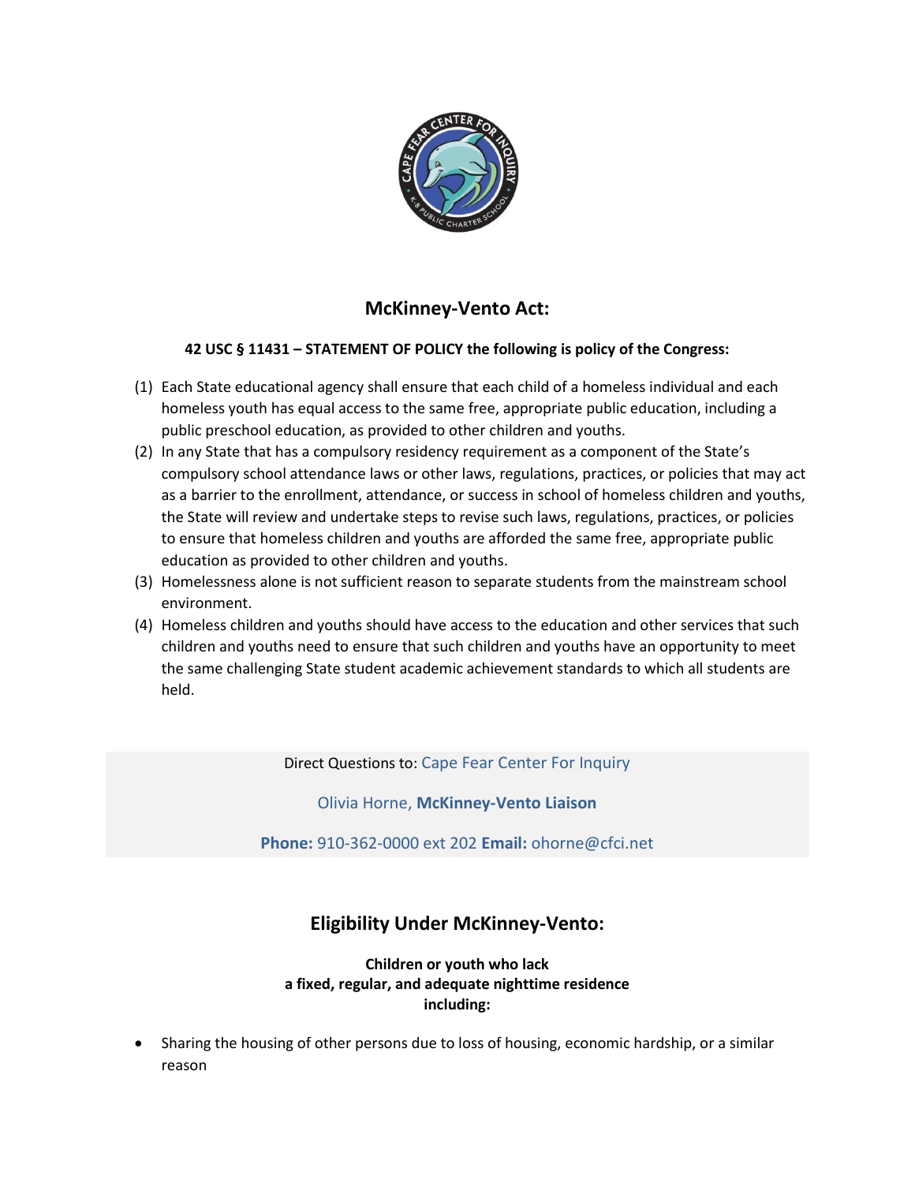## McKinney-Vento Act:

**42 USC § 11431 – STATEMENT OF POLICY the following is policy of the Congress:**

(1) Each State educational agency shall ensure that each child of a homeless individual and each homeless youth has equal access to the same free, appropriate public education, including a public preschool education, as provided to other children and youths.

(2) In any State that has a compulsory residency requirement as a component of the State's compulsory school attendance laws or other laws, regulations, practices, or policies that may act as a barrier to the enrollment, attendance, or success in school of homeless children and youths, the State will review and undertake steps to revise such laws, regulations, practices, or policies to ensure that homeless children and youths are afforded the same free, appropriate public education as provided to other children and youths.

(3) Homelessness alone is not sufficient reason to separate students from the mainstream school environment.

(4) Homeless children and youths should have access to the education and other services that such children and youths need to ensure that such children and youths have an opportunity to meet the same challenging State student academic achievement standards to which all students are held.

Direct Questions to: Cape Fear Center For Inquiry

Olivia Horne, **McKinney-Vento Liaison**

**Phone:** 910-362-0000 ext 202 **Email:** ohorne@cfci.net

## Eligibility Under McKinney-Vento:

**Children or youth who lack a fixed, regular, and adequate nighttime residence including:**

- Sharing the housing of other persons due to loss of housing, economic hardship, or a similar reason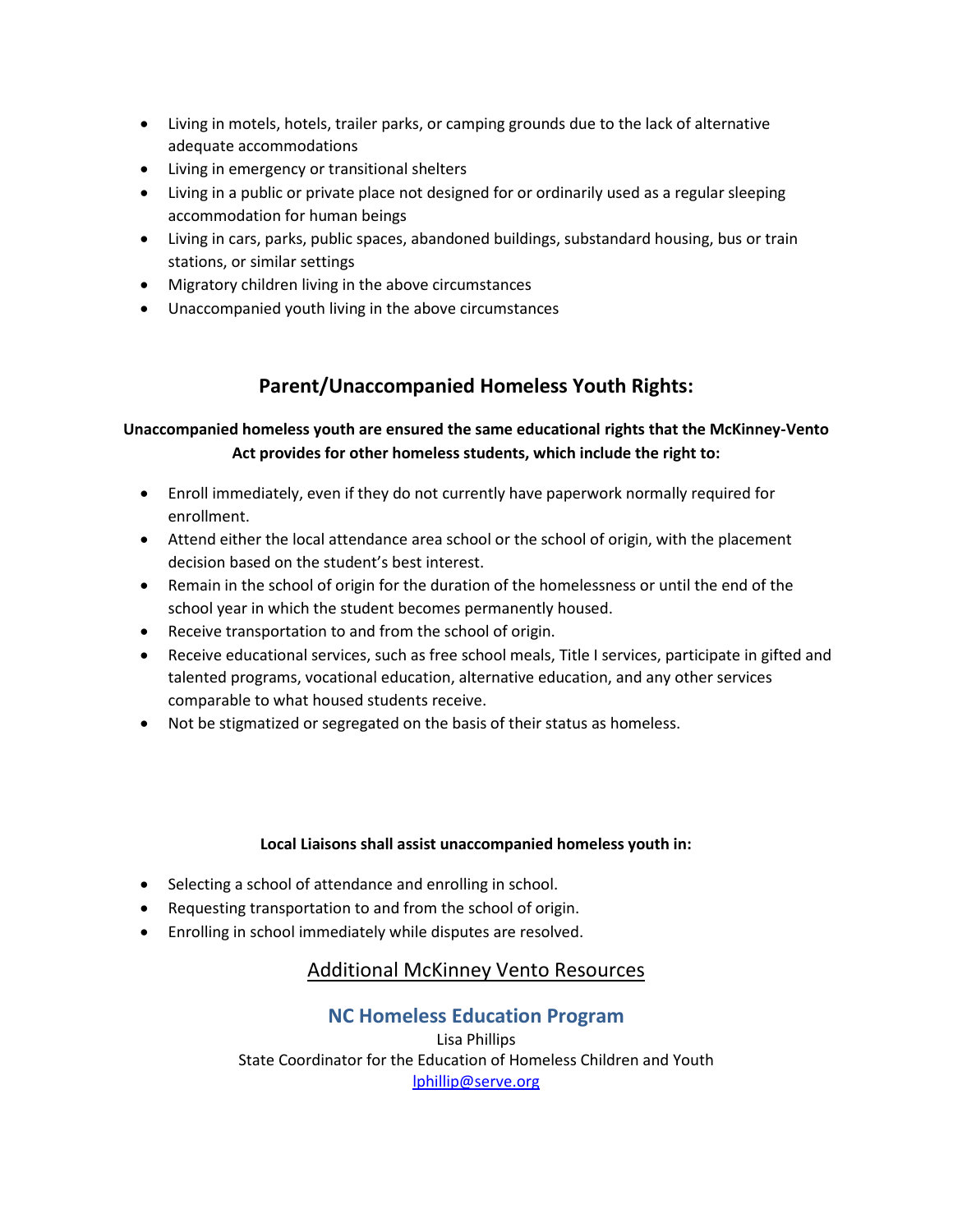- Living in motels, hotels, trailer parks, or camping grounds due to the lack of alternative adequate accommodations
- Living in emergency or transitional shelters
- Living in a public or private place not designed for or ordinarily used as a regular sleeping accommodation for human beings
- Living in cars, parks, public spaces, abandoned buildings, substandard housing, bus or train stations, or similar settings
- Migratory children living in the above circumstances
- Unaccompanied youth living in the above circumstances

## Parent/Unaccompanied Homeless Youth Rights:

**Unaccompanied homeless youth are ensured the same educational rights that the McKinney-Vento Act provides for other homeless students, which include the right to:**

- Enroll immediately, even if they do not currently have paperwork normally required for enrollment.
- Attend either the local attendance area school or the school of origin, with the placement decision based on the student's best interest.
- Remain in the school of origin for the duration of the homelessness or until the end of the school year in which the student becomes permanently housed.
- Receive transportation to and from the school of origin.
- Receive educational services, such as free school meals, Title I services, participate in gifted and talented programs, vocational education, alternative education, and any other services comparable to what housed students receive.
- Not be stigmatized or segregated on the basis of their status as homeless.

**Local Liaisons shall assist unaccompanied homeless youth in:**

- Selecting a school of attendance and enrolling in school.
- Requesting transportation to and from the school of origin.
- Enrolling in school immediately while disputes are resolved.

## Additional McKinney Vento Resources

### NC Homeless Education Program

Lisa Phillips
State Coordinator for the Education of Homeless Children and Youth
lphillip@serve.org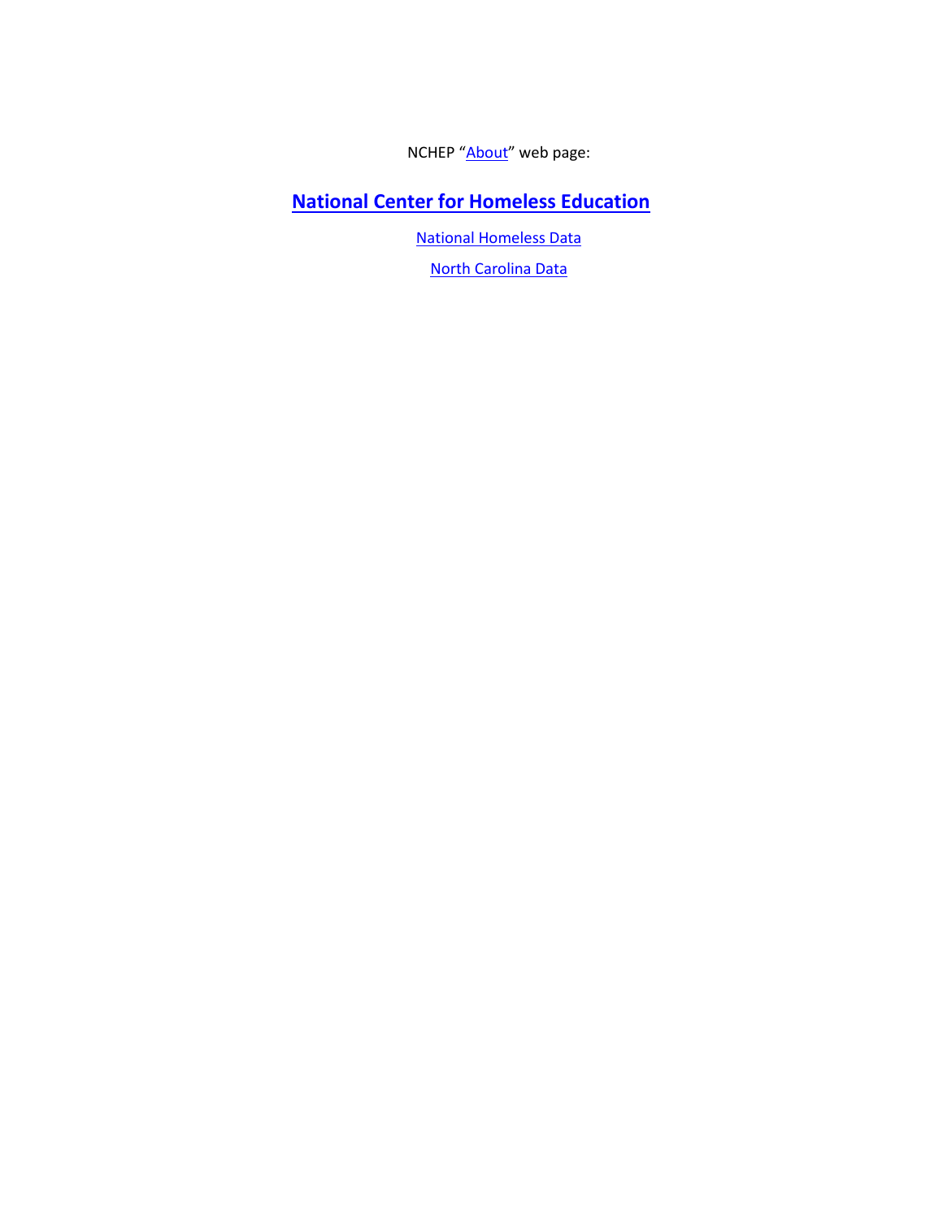NCHEP “About” web page:

## National Center for Homeless Education

National Homeless Data

North Carolina Data